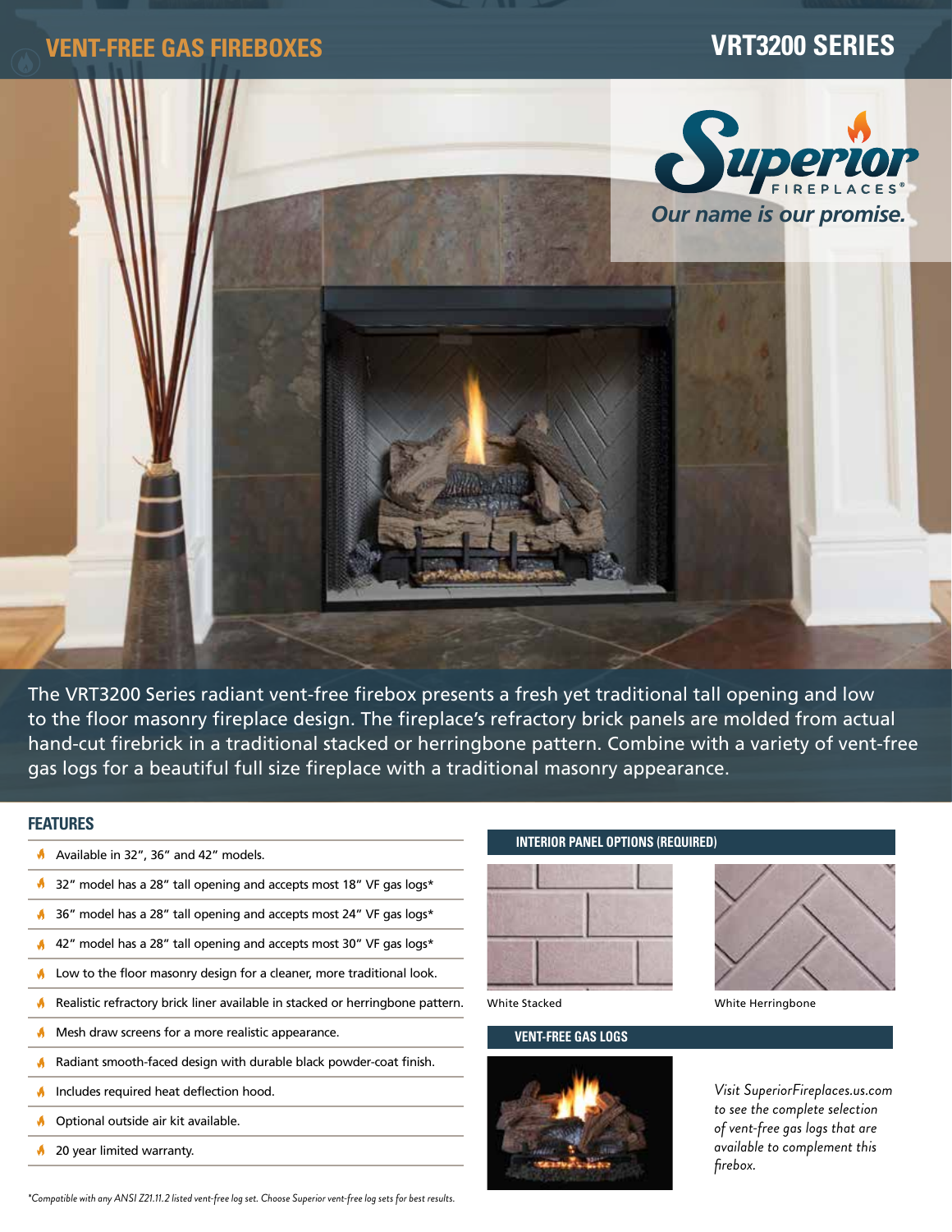# VENT-FREE GAS FIREBOXES

# VRT3200 SERIES

Superior FIREPLACES®

*Our name is our promise.*

The VRT3200 Series radiant vent-free firebox presents a fresh yet traditional tall opening and low to the floor masonry fireplace design. The fireplace's refractory brick panels are molded from actual hand-cut firebrick in a traditional stacked or herringbone pattern. Combine with a variety of vent-free gas logs for a beautiful full size fireplace with a traditional masonry appearance.

## FEATURES

- Available in 32", 36" and 42" models.
- 32" model has a 28" tall opening and accepts most 18" VF gas logs*
- 36" model has a 28" tall opening and accepts most 24" VF gas logs*
- 42" model has a 28" tall opening and accepts most 30" VF gas logs*
- Low to the floor masonry design for a cleaner, more traditional look.
- Realistic refractory brick liner available in stacked or herringbone pattern.
- Mesh draw screens for a more realistic appearance.
- Radiant smooth-faced design with durable black powder-coat finish.
- Includes required heat deflection hood.
- Optional outside air kit available.
- 20 year limited warranty.

## INTERIOR PANEL OPTIONS (REQUIRED)

White Stacked

White Herringbone

## VENT-FREE GAS LOGS

*Visit SuperiorFireplaces.us.com to see the complete selection of vent-free gas logs that are available to complement this firebox.*

*\*Compatible with any ANSI Z21.11.2 listed vent-free log set. Choose Superior vent-free log sets for best results.*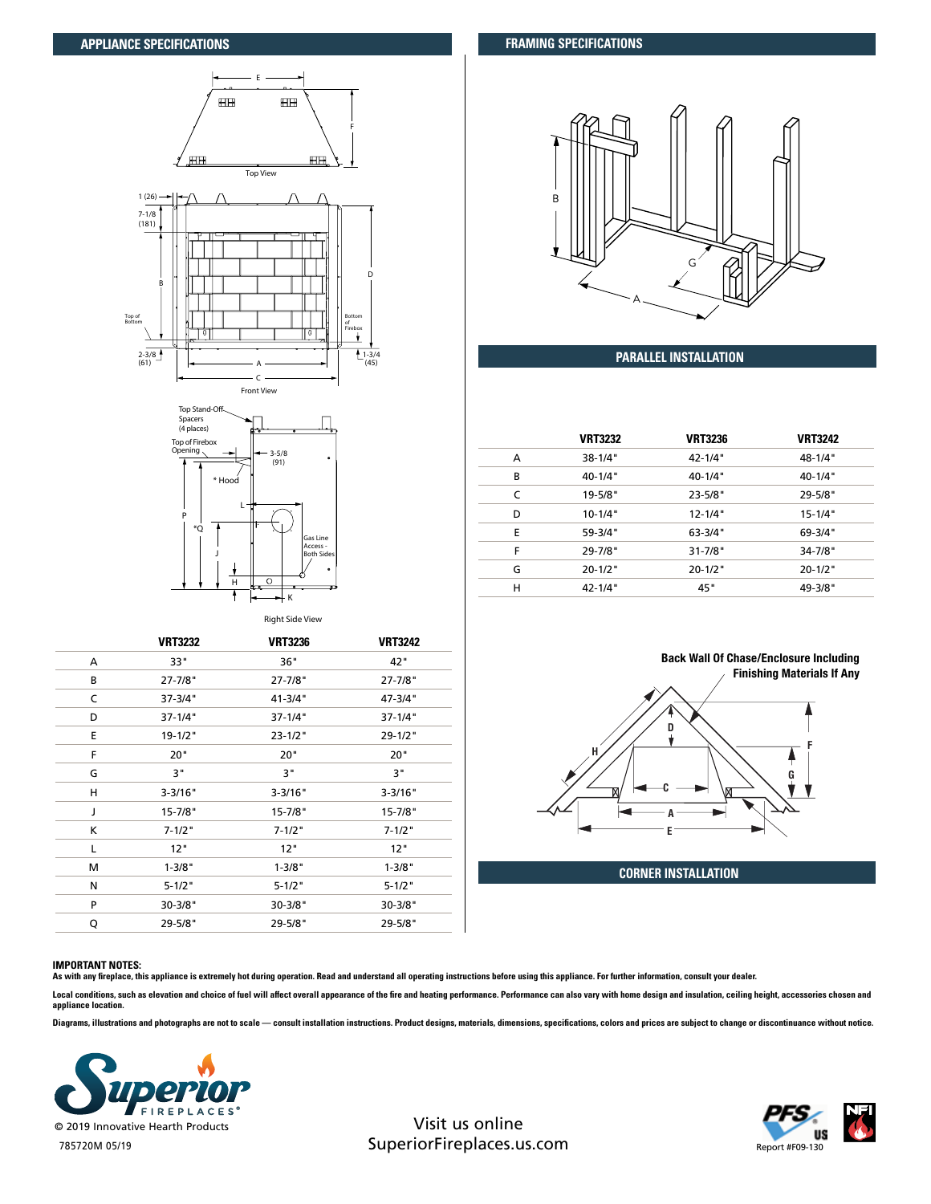## APPLIANCE SPECIFICATIONS

E

F

Top View

1 (26)

7-1/8 (181)

B

Top of Bottom

2-3/8 (61)

D

Bottom of Firebox

1-3/4 (45)

A

C

Front View

Top Stand-Off Spacers (4 places)

Top of Firebox Opening

3-5/8 (91)

* Hood

L

P

*Q

J

Gas Line Access - Both Sides

H

K

Right Side View

| | VRT3232 | VRT3236 | VRT3242 |
|---|---|---|---|
| A | 33" | 36" | 42" |
| B | 27-7/8" | 27-7/8" | 27-7/8" |
| C | 37-3/4" | 41-3/4" | 47-3/4" |
| D | 37-1/4" | 37-1/4" | 37-1/4" |
| E | 19-1/2" | 23-1/2" | 29-1/2" |
| F | 20" | 20" | 20" |
| G | 3" | 3" | 3" |
| H | 3-3/16" | 3-3/16" | 3-3/16" |
| J | 15-7/8" | 15-7/8" | 15-7/8" |
| K | 7-1/2" | 7-1/2" | 7-1/2" |
| L | 12" | 12" | 12" |
| M | 1-3/8" | 1-3/8" | 1-3/8" |
| N | 5-1/2" | 5-1/2" | 5-1/2" |
| P | 30-3/8" | 30-3/8" | 30-3/8" |
| Q | 29-5/8" | 29-5/8" | 29-5/8" |

## FRAMING SPECIFICATIONS

B

G

A

## PARALLEL INSTALLATION

| | VRT3232 | VRT3236 | VRT3242 |
|---|---|---|---|
| A | 38-1/4" | 42-1/4" | 48-1/4" |
| B | 40-1/4" | 40-1/4" | 40-1/4" |
| C | 19-5/8" | 23-5/8" | 29-5/8" |
| D | 10-1/4" | 12-1/4" | 15-1/4" |
| E | 59-3/4" | 63-3/4" | 69-3/4" |
| F | 29-7/8" | 31-7/8" | 34-7/8" |
| G | 20-1/2" | 20-1/2" | 20-1/2" |
| H | 42-1/4" | 45" | 49-3/8" |

**Back Wall Of Chase/Enclosure Including Finishing Materials If Any**

H

D

C

A

E

F

G

## CORNER INSTALLATION

**IMPORTANT NOTES:**

**As with any fireplace, this appliance is extremely hot during operation. Read and understand all operating instructions before using this appliance. For further information, consult your dealer.**

**Local conditions, such as elevation and choice of fuel will affect overall appearance of the fire and heating performance. Performance can also vary with home design and insulation, ceiling height, accessories chosen and appliance location.**

**Diagrams, illustrations and photographs are not to scale — consult installation instructions. Product designs, materials, dimensions, specifications, colors and prices are subject to change or discontinuance without notice.**

Superior FIREPLACES®

© 2019 Innovative Hearth Products

785720M 05/19

Visit us online
SuperiorFireplaces.us.com

PFS US

Report #F09-130